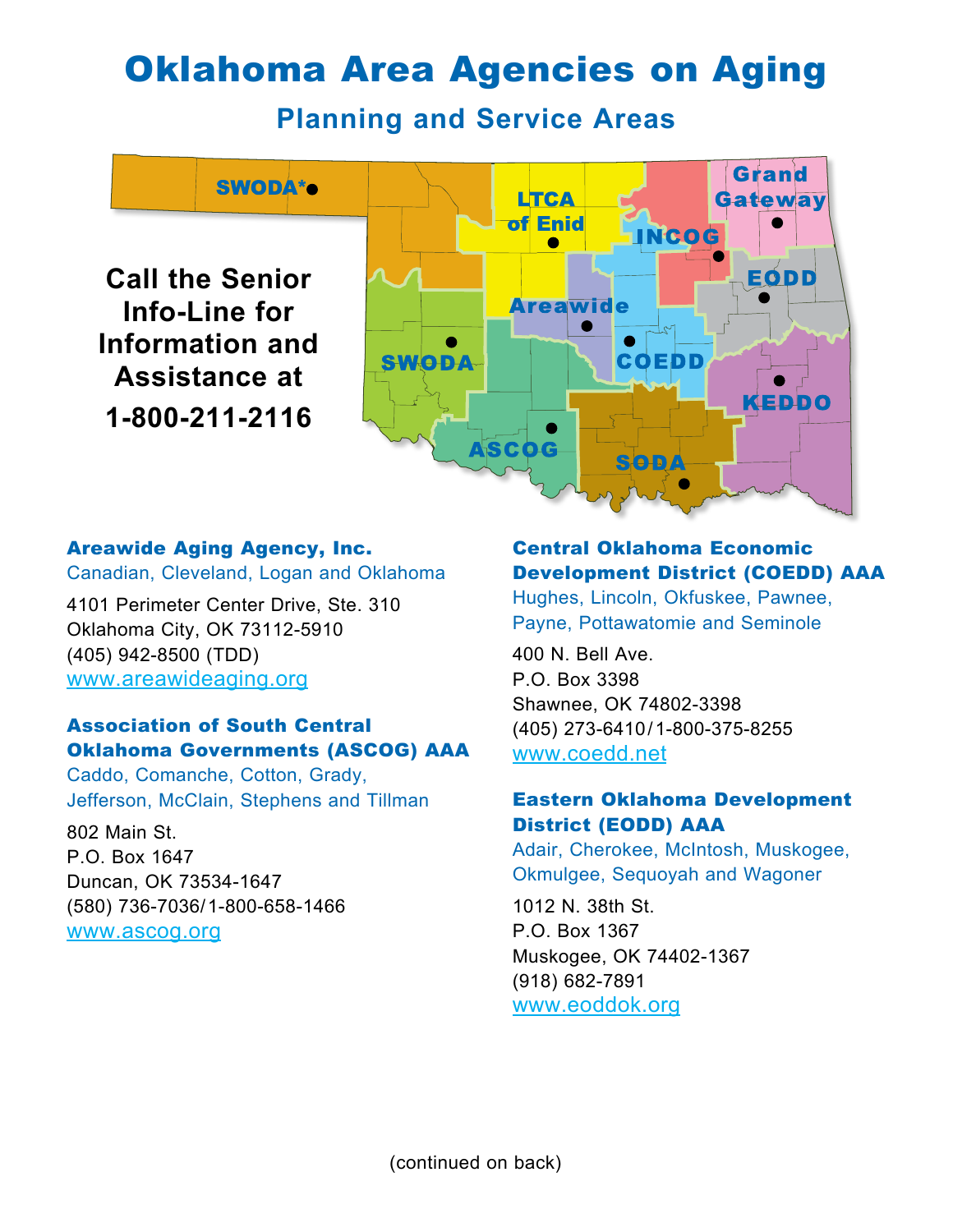# Oklahoma Area Agencies on Aging

## Planning and Service Areas

SWODA* LTCA of Enid Grand Gateway INCOG EODD Areawide SWODA COEDD KEDDO ASCOG SODA

**Call the Senior Info-Line for Information and Assistance at**

**1-800-211-2116**

### Areawide Aging Agency, Inc.

Canadian, Cleveland, Logan and Oklahoma

4101 Perimeter Center Drive, Ste. 310
Oklahoma City, OK 73112-5910
(405) 942-8500 (TDD)
www.areawideaging.org

### Association of South Central Oklahoma Governments (ASCOG) AAA

Caddo, Comanche, Cotton, Grady, Jefferson, McClain, Stephens and Tillman

802 Main St.
P.O. Box 1647
Duncan, OK 73534-1647
(580) 736-7036/1-800-658-1466
www.ascog.org

### Central Oklahoma Economic Development District (COEDD) AAA

Hughes, Lincoln, Okfuskee, Pawnee, Payne, Pottawatomie and Seminole

400 N. Bell Ave.
P.O. Box 3398
Shawnee, OK 74802-3398
(405) 273-6410/1-800-375-8255
www.coedd.net

### Eastern Oklahoma Development District (EODD) AAA

Adair, Cherokee, McIntosh, Muskogee, Okmulgee, Sequoyah and Wagoner

1012 N. 38th St.
P.O. Box 1367
Muskogee, OK 74402-1367
(918) 682-7891
www.eoddok.org

(continued on back)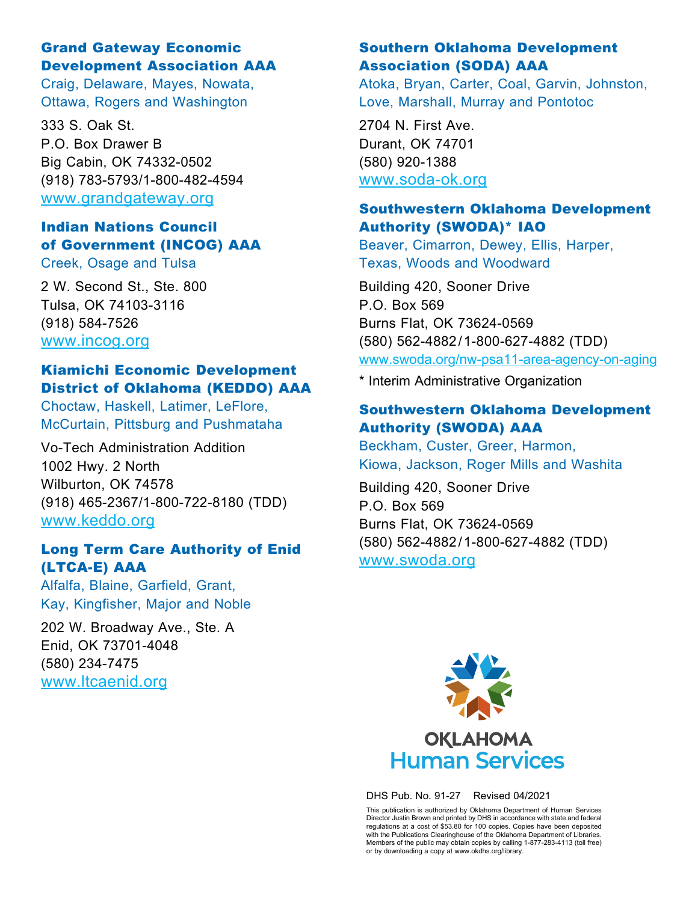### Grand Gateway Economic Development Association AAA

Craig, Delaware, Mayes, Nowata, Ottawa, Rogers and Washington

333 S. Oak St.
P.O. Box Drawer B
Big Cabin, OK 74332-0502
(918) 783-5793/1-800-482-4594
www.grandgateway.org

### Indian Nations Council of Government (INCOG) AAA

Creek, Osage and Tulsa

2 W. Second St., Ste. 800
Tulsa, OK 74103-3116
(918) 584-7526
www.incog.org

### Kiamichi Economic Development District of Oklahoma (KEDDO) AAA

Choctaw, Haskell, Latimer, LeFlore, McCurtain, Pittsburg and Pushmataha

Vo-Tech Administration Addition
1002 Hwy. 2 North
Wilburton, OK 74578
(918) 465-2367/1-800-722-8180 (TDD)
www.keddo.org

### Long Term Care Authority of Enid (LTCA-E) AAA

Alfalfa, Blaine, Garfield, Grant, Kay, Kingfisher, Major and Noble

202 W. Broadway Ave., Ste. A
Enid, OK 73701-4048
(580) 234-7475
www.ltcaenid.org

### Southern Oklahoma Development Association (SODA) AAA

Atoka, Bryan, Carter, Coal, Garvin, Johnston, Love, Marshall, Murray and Pontotoc

2704 N. First Ave.
Durant, OK 74701
(580) 920-1388
www.soda-ok.org

### Southwestern Oklahoma Development Authority (SWODA)* IAO

Beaver, Cimarron, Dewey, Ellis, Harper, Texas, Woods and Woodward

Building 420, Sooner Drive
P.O. Box 569
Burns Flat, OK 73624-0569
(580) 562-4882/1-800-627-4882 (TDD)
www.swoda.org/nw-psa11-area-agency-on-aging

* Interim Administrative Organization

### Southwestern Oklahoma Development Authority (SWODA) AAA

Beckham, Custer, Greer, Harmon, Kiowa, Jackson, Roger Mills and Washita

Building 420, Sooner Drive
P.O. Box 569
Burns Flat, OK 73624-0569
(580) 562-4882/1-800-627-4882 (TDD)
www.swoda.org

OKLAHOMA Human Services

DHS Pub. No. 91-27 Revised 04/2021

This publication is authorized by Oklahoma Department of Human Services Director Justin Brown and printed by DHS in accordance with state and federal regulations at a cost of $53.80 for 100 copies. Copies have been deposited with the Publications Clearinghouse of the Oklahoma Department of Libraries. Members of the public may obtain copies by calling 1-877-283-4113 (toll free) or by downloading a copy at www.okdhs.org/library.